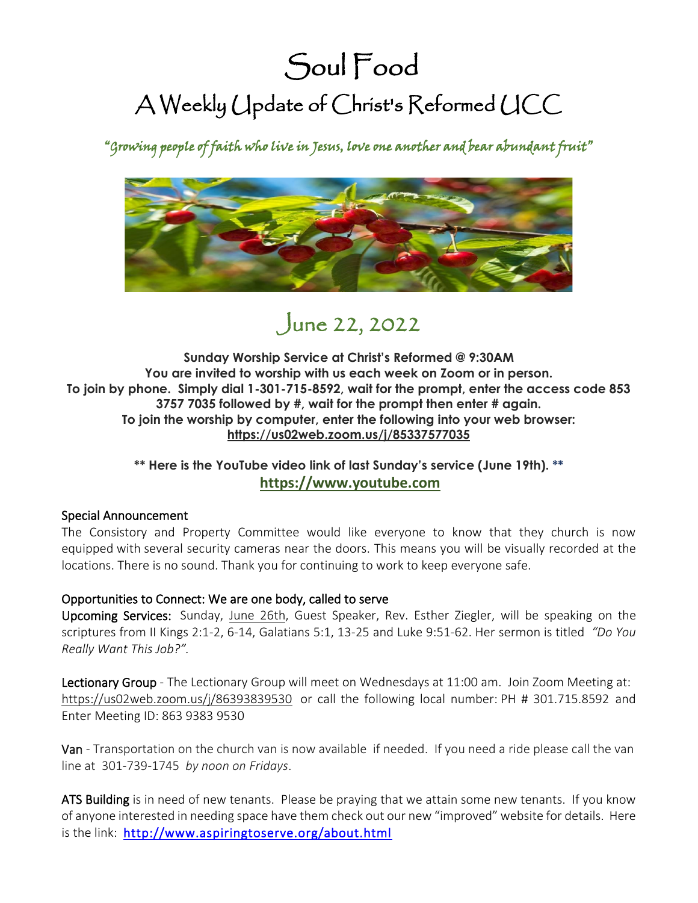# Soul Food

## A Weekly Update of Christ's Reformed UCC

*"Growing people of faith who live in Jesus, love one another and bear abundant fruit"*

## June 22, 2022

**Sunday Worship Service at Christ's Reformed @ 9:30AM**
**You are invited to worship with us each week on Zoom or in person.**
**To join by phone. Simply dial 1-301-715-8592, wait for the prompt, enter the access code 853 3757 7035 followed by #, wait for the prompt then enter # again.**
**To join the worship by computer, enter the following into your web browser:**
**https://us02web.zoom.us/j/85337577035**

**\*\* Here is the YouTube video link of last Sunday's service (June 19th). \*\***
**https://www.youtube.com**

### Special Announcement

The Consistory and Property Committee would like everyone to know that they church is now equipped with several security cameras near the doors. This means you will be visually recorded at the locations. There is no sound. Thank you for continuing to work to keep everyone safe.

### Opportunities to Connect: We are one body, called to serve

**Upcoming Services:** Sunday, June 26th, Guest Speaker, Rev. Esther Ziegler, will be speaking on the scriptures from II Kings 2:1-2, 6-14, Galatians 5:1, 13-25 and Luke 9:51-62. Her sermon is titled *"Do You Really Want This Job?"*.

**Lectionary Group** - The Lectionary Group will meet on Wednesdays at 11:00 am. Join Zoom Meeting at: https://us02web.zoom.us/j/86393839530 or call the following local number: PH # 301.715.8592 and Enter Meeting ID: 863 9383 9530

**Van** - Transportation on the church van is now available if needed. If you need a ride please call the van line at 301-739-1745 *by noon on Fridays*.

**ATS Building** is in need of new tenants. Please be praying that we attain some new tenants. If you know of anyone interested in needing space have them check out our new "improved" website for details. Here is the link: http://www.aspiringtoserve.org/about.html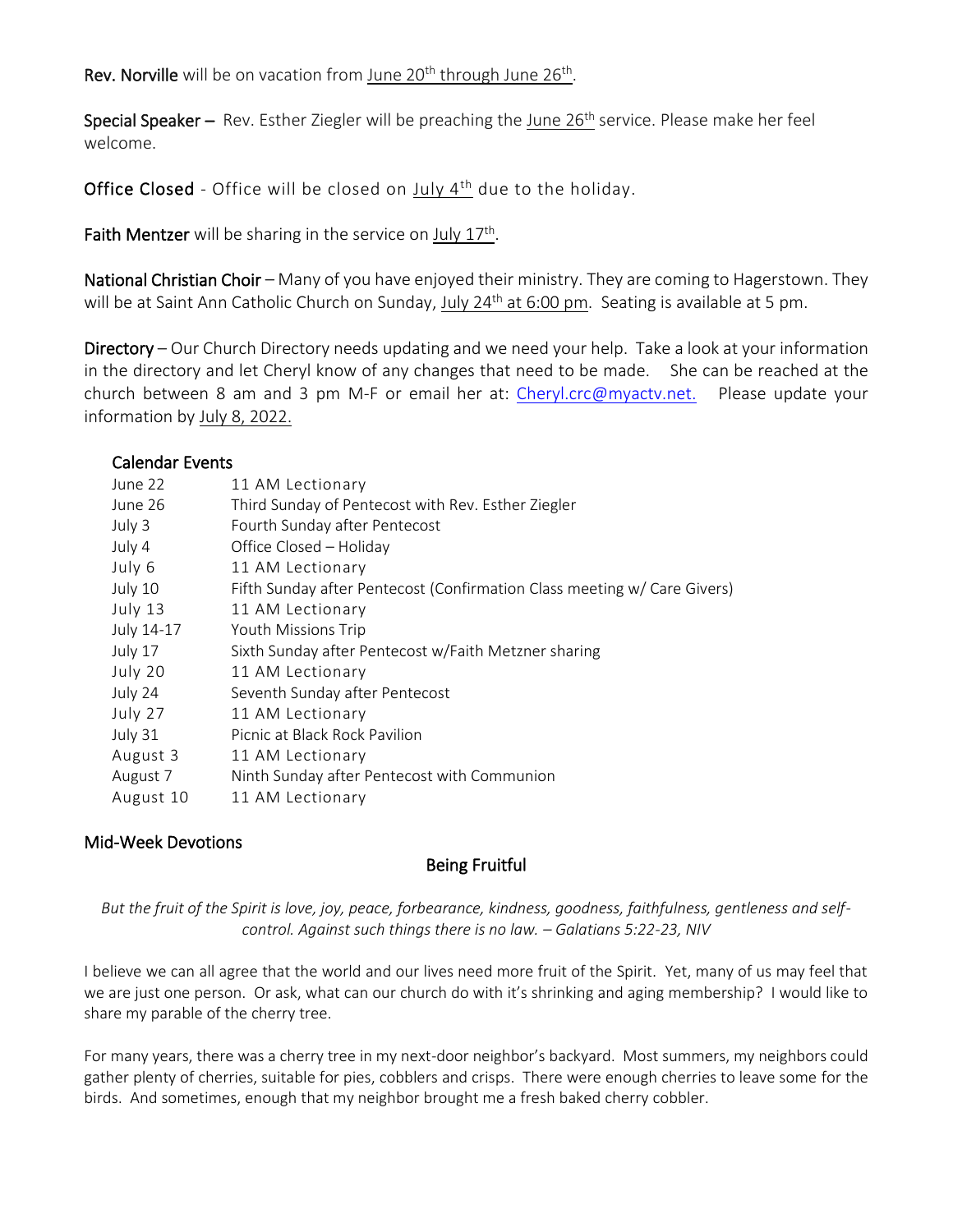**Rev. Norville** will be on vacation from June 20th through June 26th.

**Special Speaker –** Rev. Esther Ziegler will be preaching the June 26th service. Please make her feel welcome.

**Office Closed** - Office will be closed on July 4th due to the holiday.

**Faith Mentzer** will be sharing in the service on July 17th.

**National Christian Choir** – Many of you have enjoyed their ministry. They are coming to Hagerstown. They will be at Saint Ann Catholic Church on Sunday, July 24th at 6:00 pm. Seating is available at 5 pm.

**Directory** – Our Church Directory needs updating and we need your help. Take a look at your information in the directory and let Cheryl know of any changes that need to be made. She can be reached at the church between 8 am and 3 pm M-F or email her at: Cheryl.crc@myactv.net. Please update your information by July 8, 2022.

## Calendar Events

| | |
|---|---|
| June 22 | 11 AM Lectionary |
| June 26 | Third Sunday of Pentecost with Rev. Esther Ziegler |
| July 3 | Fourth Sunday after Pentecost |
| July 4 | Office Closed – Holiday |
| July 6 | 11 AM Lectionary |
| July 10 | Fifth Sunday after Pentecost (Confirmation Class meeting w/ Care Givers) |
| July 13 | 11 AM Lectionary |
| July 14-17 | Youth Missions Trip |
| July 17 | Sixth Sunday after Pentecost w/Faith Metzner sharing |
| July 20 | 11 AM Lectionary |
| July 24 | Seventh Sunday after Pentecost |
| July 27 | 11 AM Lectionary |
| July 31 | Picnic at Black Rock Pavilion |
| August 3 | 11 AM Lectionary |
| August 7 | Ninth Sunday after Pentecost with Communion |
| August 10 | 11 AM Lectionary |

## Mid-Week Devotions

### Being Fruitful

*But the fruit of the Spirit is love, joy, peace, forbearance, kindness, goodness, faithfulness, gentleness and self-control. Against such things there is no law. – Galatians 5:22-23, NIV*

I believe we can all agree that the world and our lives need more fruit of the Spirit. Yet, many of us may feel that we are just one person. Or ask, what can our church do with it's shrinking and aging membership? I would like to share my parable of the cherry tree.

For many years, there was a cherry tree in my next-door neighbor's backyard. Most summers, my neighbors could gather plenty of cherries, suitable for pies, cobblers and crisps. There were enough cherries to leave some for the birds. And sometimes, enough that my neighbor brought me a fresh baked cherry cobbler.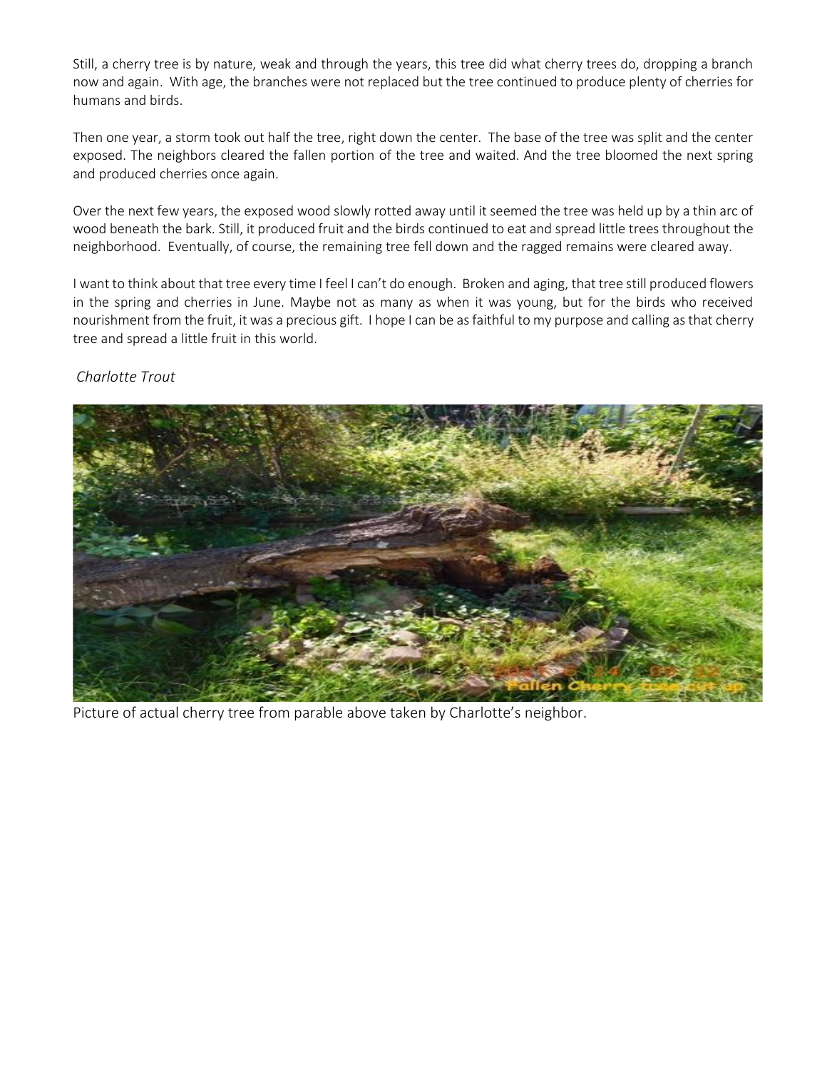Still, a cherry tree is by nature, weak and through the years, this tree did what cherry trees do, dropping a branch now and again. With age, the branches were not replaced but the tree continued to produce plenty of cherries for humans and birds.

Then one year, a storm took out half the tree, right down the center. The base of the tree was split and the center exposed. The neighbors cleared the fallen portion of the tree and waited. And the tree bloomed the next spring and produced cherries once again.

Over the next few years, the exposed wood slowly rotted away until it seemed the tree was held up by a thin arc of wood beneath the bark. Still, it produced fruit and the birds continued to eat and spread little trees throughout the neighborhood. Eventually, of course, the remaining tree fell down and the ragged remains were cleared away.

I want to think about that tree every time I feel I can't do enough. Broken and aging, that tree still produced flowers in the spring and cherries in June. Maybe not as many as when it was young, but for the birds who received nourishment from the fruit, it was a precious gift. I hope I can be as faithful to my purpose and calling as that cherry tree and spread a little fruit in this world.

*Charlotte Trout*

Picture of actual cherry tree from parable above taken by Charlotte's neighbor.